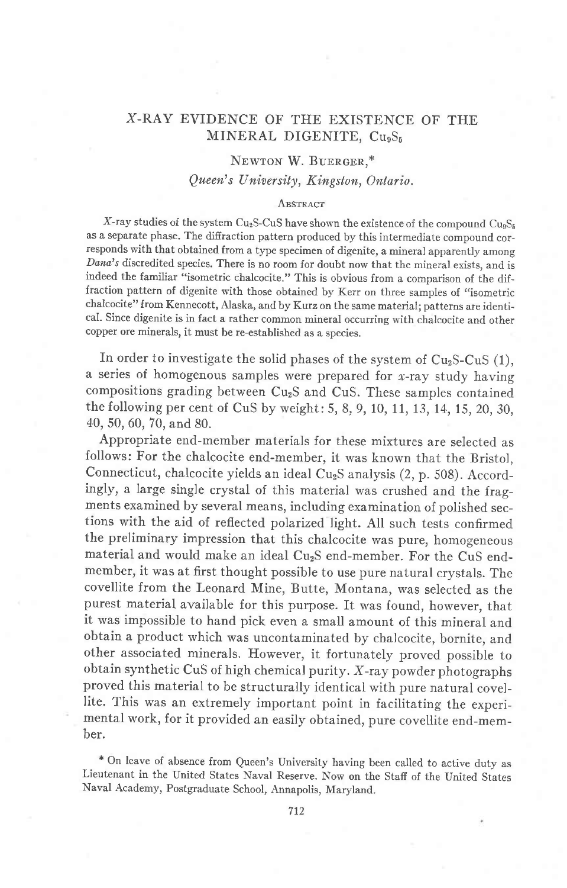# $X$-RAY EVIDENCE OF THE EXISTENCE OF THE MINERAL DIGENITE, $Cu_9S_5$

NEWTON W. BUERGER,*
*Queen's University, Kingston, Ontario.*

## ABSTRACT

$X$-ray studies of the system $Cu_2S$-$CuS$ have shown the existence of the compound $Cu_9S_5$ as a separate phase. The diffraction pattern produced by this intermediate compound corresponds with that obtained from a type specimen of digenite, a mineral apparently among *Dana's* discredited species. There is no room for doubt now that the mineral exists, and is indeed the familiar "isometric chalcocite." This is obvious from a comparison of the diffraction pattern of digenite with those obtained by Kerr on three samples of "isometric chalcocite" from Kennecott, Alaska, and by Kurz on the same material; patterns are identical. Since digenite is in fact a rather common mineral occurring with chalcocite and other copper ore minerals, it must be re-established as a species.

In order to investigate the solid phases of the system of $Cu_2S$-$CuS$ (1), a series of homogenous samples were prepared for $x$-ray study having compositions grading between $Cu_2S$ and $CuS$. These samples contained the following per cent of $CuS$ by weight: 5, 8, 9, 10, 11, 13, 14, 15, 20, 30, 40, 50, 60, 70, and 80.

Appropriate end-member materials for these mixtures are selected as follows: For the chalcocite end-member, it was known that the Bristol, Connecticut, chalcocite yields an ideal $Cu_2S$ analysis (2, p. 508). Accordingly, a large single crystal of this material was crushed and the fragments examined by several means, including examination of polished sections with the aid of reflected polarized light. All such tests confirmed the preliminary impression that this chalcocite was pure, homogeneous material and would make an ideal $Cu_2S$ end-member. For the $CuS$ end-member, it was at first thought possible to use pure natural crystals. The covellite from the Leonard Mine, Butte, Montana, was selected as the purest material available for this purpose. It was found, however, that it was impossible to hand pick even a small amount of this mineral and obtain a product which was uncontaminated by chalcocite, bornite, and other associated minerals. However, it fortunately proved possible to obtain synthetic $CuS$ of high chemical purity. $X$-ray powder photographs proved this material to be structurally identical with pure natural covellite. This was an extremely important point in facilitating the experimental work, for it provided an easily obtained, pure covellite end-member.

\* On leave of absence from Queen's University having been called to active duty as Lieutenant in the United States Naval Reserve. Now on the Staff of the United States Naval Academy, Postgraduate School, Annapolis, Maryland.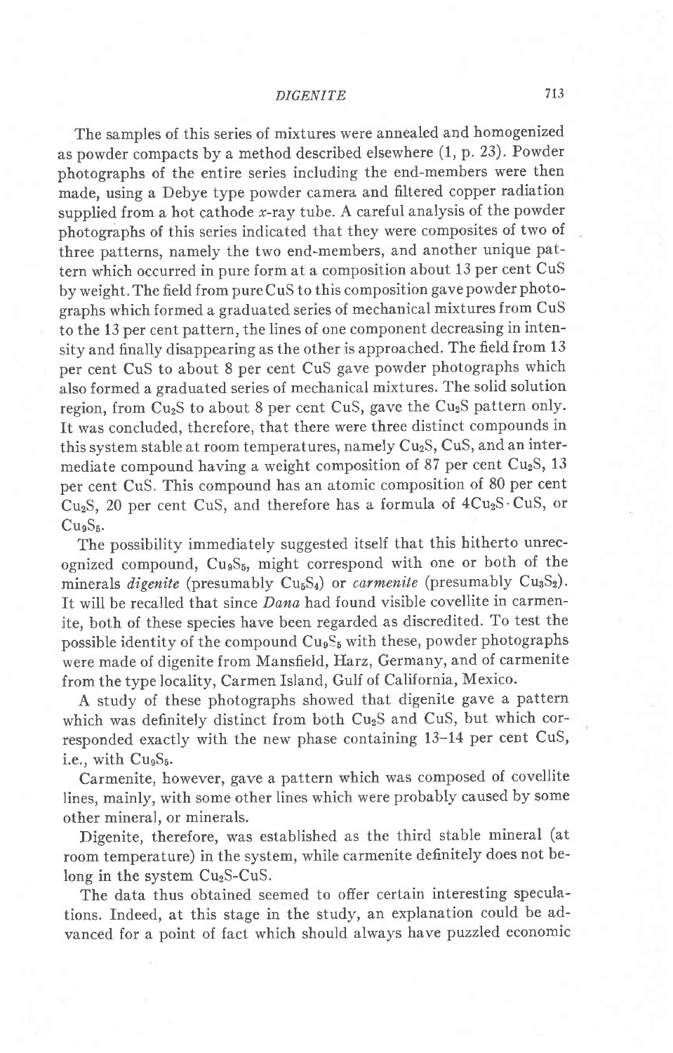The samples of this series of mixtures were annealed and homogenized as powder compacts by a method described elsewhere (1, p. 23). Powder photographs of the entire series including the end-members were then made, using a Debye type powder camera and filtered copper radiation supplied from a hot cathode *x*-ray tube. A careful analysis of the powder photographs of this series indicated that they were composites of two of three patterns, namely the two end-members, and another unique pattern which occurred in pure form at a composition about 13 per cent CuS by weight. The field from pure CuS to this composition gave powder photographs which formed a graduated series of mechanical mixtures from CuS to the 13 per cent pattern, the lines of one component decreasing in intensity and finally disappearing as the other is approached. The field from 13 per cent CuS to about 8 per cent CuS gave powder photographs which also formed a graduated series of mechanical mixtures. The solid solution region, from $Cu_2S$ to about 8 per cent CuS, gave the $Cu_2S$ pattern only. It was concluded, therefore, that there were three distinct compounds in this system stable at room temperatures, namely $Cu_2S$, CuS, and an intermediate compound having a weight composition of 87 per cent $Cu_2S$, 13 per cent CuS. This compound has an atomic composition of 80 per cent $Cu_2S$, 20 per cent CuS, and therefore has a formula of $4Cu_2S \cdot CuS$, or $Cu_9S_5$.

The possibility immediately suggested itself that this hitherto unrecognized compound, $Cu_9S_5$, might correspond with one or both of the minerals *digenite* (presumably $Cu_5S_4$) or *carmenite* (presumably $Cu_3S_2$). It will be recalled that since *Dana* had found visible covellite in carmenite, both of these species have been regarded as discredited. To test the possible identity of the compound $Cu_9S_5$ with these, powder photographs were made of digenite from Mansfield, Harz, Germany, and of carmenite from the type locality, Carmen Island, Gulf of California, Mexico.

A study of these photographs showed that digenite gave a pattern which was definitely distinct from both $Cu_2S$ and CuS, but which corresponded exactly with the new phase containing 13–14 per cent CuS, i.e., with $Cu_9S_5$.

Carmenite, however, gave a pattern which was composed of covellite lines, mainly, with some other lines which were probably caused by some other mineral, or minerals.

Digenite, therefore, was established as the third stable mineral (at room temperature) in the system, while carmenite definitely does not belong in the system $Cu_2S$-CuS.

The data thus obtained seemed to offer certain interesting speculations. Indeed, at this stage in the study, an explanation could be advanced for a point of fact which should always have puzzled economic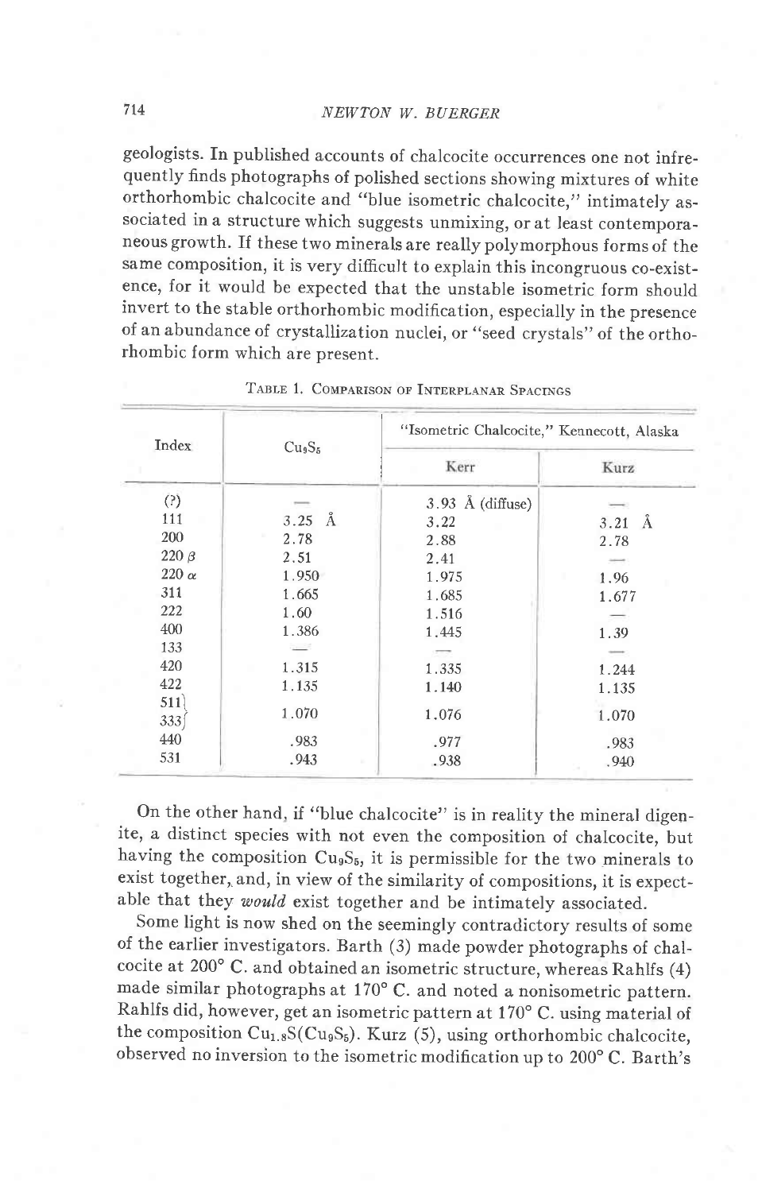geologists. In published accounts of chalcocite occurrences one not infrequently finds photographs of polished sections showing mixtures of white orthorhombic chalcocite and "blue isometric chalcocite," intimately associated in a structure which suggests unmixing, or at least contemporaneous growth. If these two minerals are really polymorphous forms of the same composition, it is very difficult to explain this incongruous co-existence, for it would be expected that the unstable isometric form should invert to the stable orthorhombic modification, especially in the presence of an abundance of crystallization nuclei, or "seed crystals" of the orthorhombic form which are present.

Table 1. Comparison of Interplanar Spacings

| Index | $Cu_9S_5$ | "Isometric Chalcocite," Kennecott, Alaska | |
|---|---|---|---|
| | | Kerr | Kurz |
| (?) | — | 3.93 Å (diffuse) | — |
| 111 | 3.25 Å | 3.22 | 3.21 Å |
| 200 | 2.78 | 2.88 | 2.78 |
| 220 β | 2.51 | 2.41 | — |
| 220 α | 1.950 | 1.975 | 1.96 |
| 311 | 1.665 | 1.685 | 1.677 |
| 222 | 1.60 | 1.516 | — |
| 400 | 1.386 | 1.445 | 1.39 |
| 133 | — | — | — |
| 420 | 1.315 | 1.335 | 1.244 |
| 422 | 1.135 | 1.140 | 1.135 |
| 511 / 333 | 1.070 | 1.076 | 1.070 |
| 440 | .983 | .977 | .983 |
| 531 | .943 | .938 | .940 |

On the other hand, if "blue chalcocite" is in reality the mineral digenite, a distinct species with not even the composition of chalcocite, but having the composition $Cu_9S_5$, it is permissible for the two minerals to exist together, and, in view of the similarity of compositions, it is expectable that they *would* exist together and be intimately associated.

Some light is now shed on the seemingly contradictory results of some of the earlier investigators. Barth (3) made powder photographs of chalcocite at 200° C. and obtained an isometric structure, whereas Rahlfs (4) made similar photographs at 170° C. and noted a nonisometric pattern. Rahlfs did, however, get an isometric pattern at 170° C. using material of the composition $Cu_{1.8}S(Cu_9S_5)$. Kurz (5), using orthorhombic chalcocite, observed no inversion to the isometric modification up to 200° C. Barth's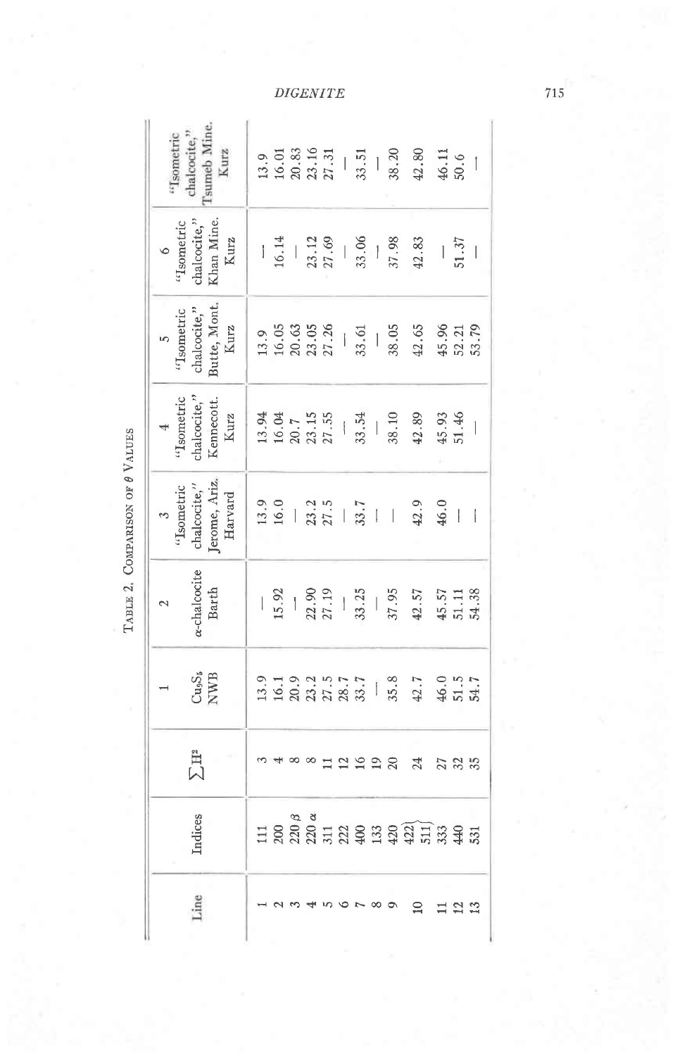TABLE 2. COMPARISON OF $\theta$ VALUES

| Line | Indices | $\sum H^2$ | 1 $Cu_9S_5$ NWB | 2 α-chalcocite Barth | 3 "Isometric chalcocite," Jerome, Ariz. Harvard | 4 "Isometric chalcocite," Kennecott. Kurz | 5 "Isometric chalcocite," Butte, Mont. Kurz | 6 "Isometric chalcocite," Khan Mine. Kurz | "Isometric chalcocite," Tsumeb Mine. Kurz |
|---|---|---|---|---|---|---|---|---|---|
| 1 | 111 | 3 | 13.9 | — | 13.9 | 13.94 | 13.9 | — | 13.9 |
| 2 | 200 | 4 | 16.1 | 15.92 | 16.0 | 16.04 | 16.05 | 16.14 | 16.01 |
| 3 | 220 β | 8 | 20.9 | — | — | 20.7 | 20.63 | — | 20.83 |
| 4 | 220 α | 8 | 23.2 | 22.90 | 23.2 | 23.15 | 23.05 | 23.12 | 23.16 |
| 5 | 311 | 11 | 27.5 | 27.19 | 27.5 | 27.55 | 27.26 | 27.69 | 27.31 |
| 6 | 222 | 12 | 28.7 | — | — | — | — | — | — |
| 7 | 400 | 16 | 33.7 | 33.25 | 33.7 | 33.54 | 33.61 | 33.06 | 33.51 |
| 8 | 133 | 19 | — | — | — | — | — | — | — |
| 9 | 420 | 20 | 35.8 | 37.95 | — | 38.10 | 38.05 | 37.98 | 38.20 |
| 10 | 422, 511 | 24 | 42.7 | 42.57 | 42.9 | 42.89 | 42.65 | 42.83 | 42.80 |
| 11 | 333 | 27 | 46.0 | 45.57 | 46.0 | 45.93 | 45.96 | — | 46.11 |
| 12 | 440 | 32 | 51.5 | 51.11 | — | 51.46 | 52.21 | 51.37 | 50.6 |
| 13 | 531 | 35 | 54.7 | 54.38 | — | — | 53.79 | — | — |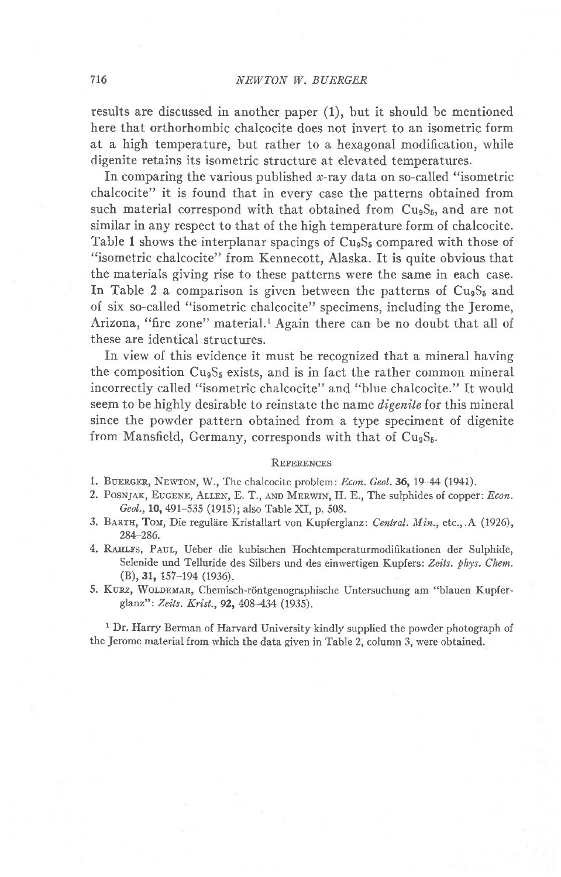results are discussed in another paper (1), but it should be mentioned here that orthorhombic chalcocite does not invert to an isometric form at a high temperature, but rather to a hexagonal modification, while digenite retains its isometric structure at elevated temperatures.

In comparing the various published $x$-ray data on so-called "isometric chalcocite" it is found that in every case the patterns obtained from such material correspond with that obtained from $Cu_9S_5$, and are not similar in any respect to that of the high temperature form of chalcocite. Table 1 shows the interplanar spacings of $Cu_9S_5$ compared with those of "isometric chalcocite" from Kennecott, Alaska. It is quite obvious that the materials giving rise to these patterns were the same in each case. In Table 2 a comparison is given between the patterns of $Cu_9S_5$ and of six so-called "isometric chalcocite" specimens, including the Jerome, Arizona, "fire zone" material.[1] Again there can be no doubt that all of these are identical structures.

In view of this evidence it must be recognized that a mineral having the composition $Cu_9S_5$ exists, and is in fact the rather common mineral incorrectly called "isometric chalcocite" and "blue chalcocite." It would seem to be highly desirable to reinstate the name *digenite* for this mineral since the powder pattern obtained from a type speciment of digenite from Mansfield, Germany, corresponds with that of $Cu_9S_5$.

## References

1. Buerger, Newton, W., The chalcocite problem: *Econ. Geol.* **36**, 19–44 (1941).
2. Posnjak, Eugene, Allen, E. T., and Merwin, H. E., The sulphides of copper: *Econ. Geol.*, **10**, 491–535 (1915); also Table XI, p. 508.
3. Barth, Tom, Die reguläre Kristallart von Kupferglanz: *Central. Min.*, etc., A (1926), 284–286.
4. Rahlfs, Paul, Ueber die kubischen Hochtemperaturmodifikationen der Sulphide, Selenide und Telluride des Silbers und des einwertigen Kupfers: *Zeits. phys. Chem.* (B), **31**, 157–194 (1936).
5. Kurz, Woldemar, Chemisch-röntgenographische Untersuchung am "blauen Kupferglanz": *Zeits. Krist.*, **92**, 408–434 (1935).

[1] Dr. Harry Berman of Harvard University kindly supplied the powder photograph of the Jerome material from which the data given in Table 2, column 3, were obtained.